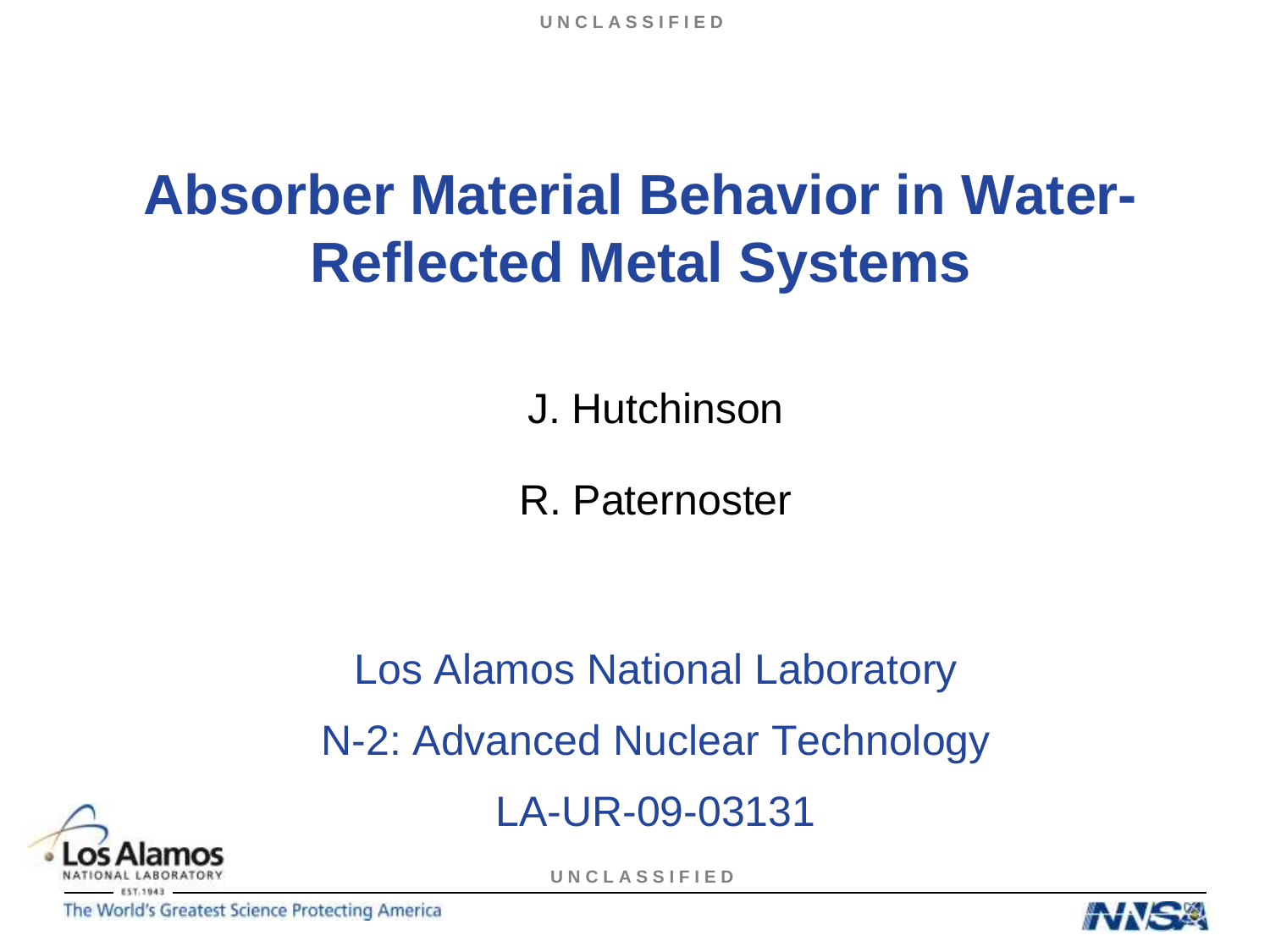# Absorber Material Behavior in Water-Reflected Metal Systems

J. Hutchinson

R. Paternoster

Los Alamos National Laboratory

N-2: Advanced Nuclear Technology

LA-UR-09-03131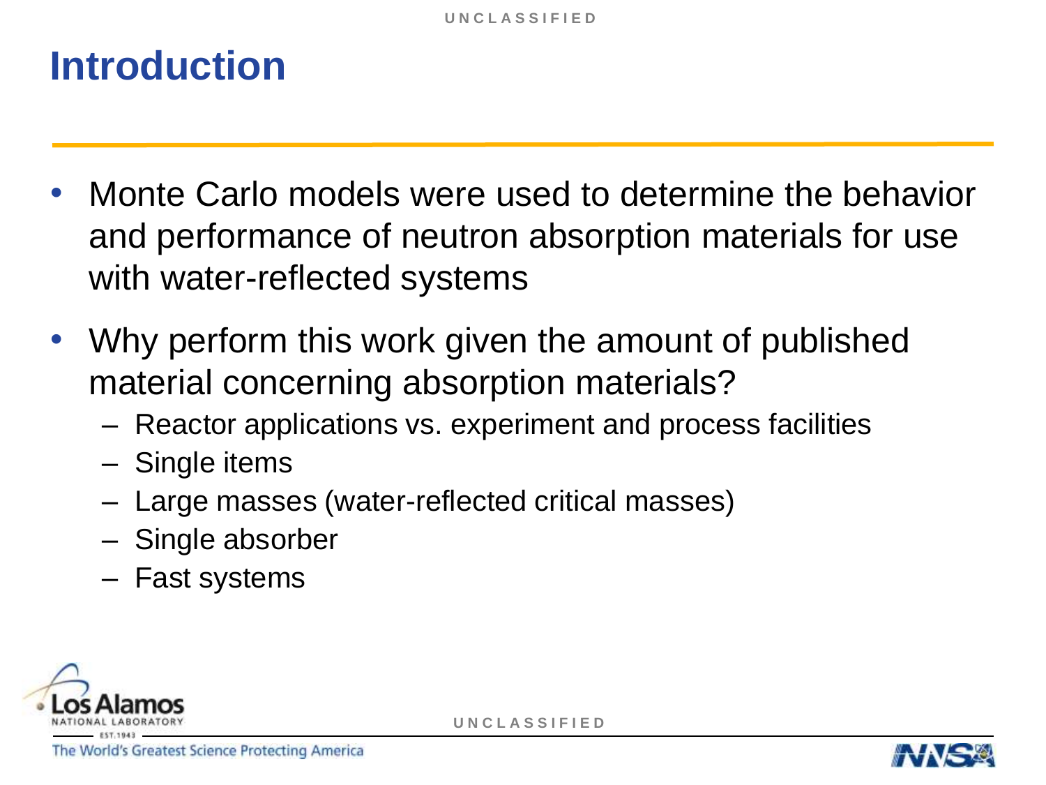# Introduction

- Monte Carlo models were used to determine the behavior and performance of neutron absorption materials for use with water-reflected systems
- Why perform this work given the amount of published material concerning absorption materials?
  - Reactor applications vs. experiment and process facilities
  - Single items
  - Large masses (water-reflected critical masses)
  - Single absorber
  - Fast systems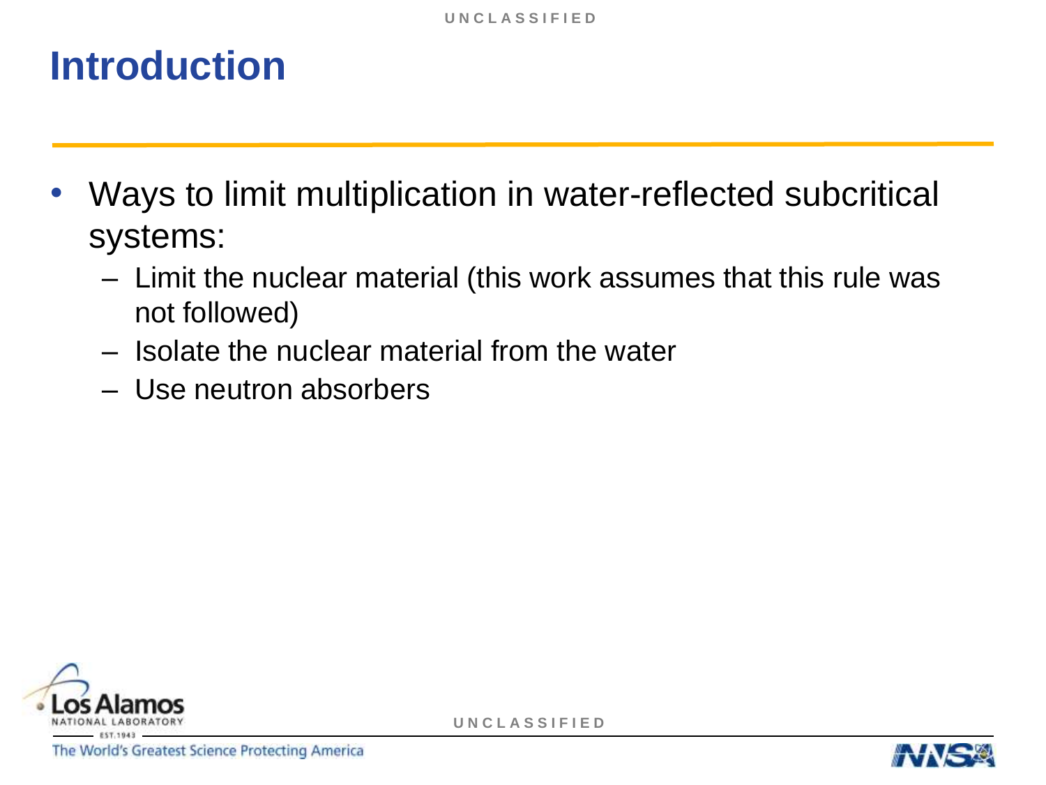# Introduction

- Ways to limit multiplication in water-reflected subcritical systems:
  - Limit the nuclear material (this work assumes that this rule was not followed)
  - Isolate the nuclear material from the water
  - Use neutron absorbers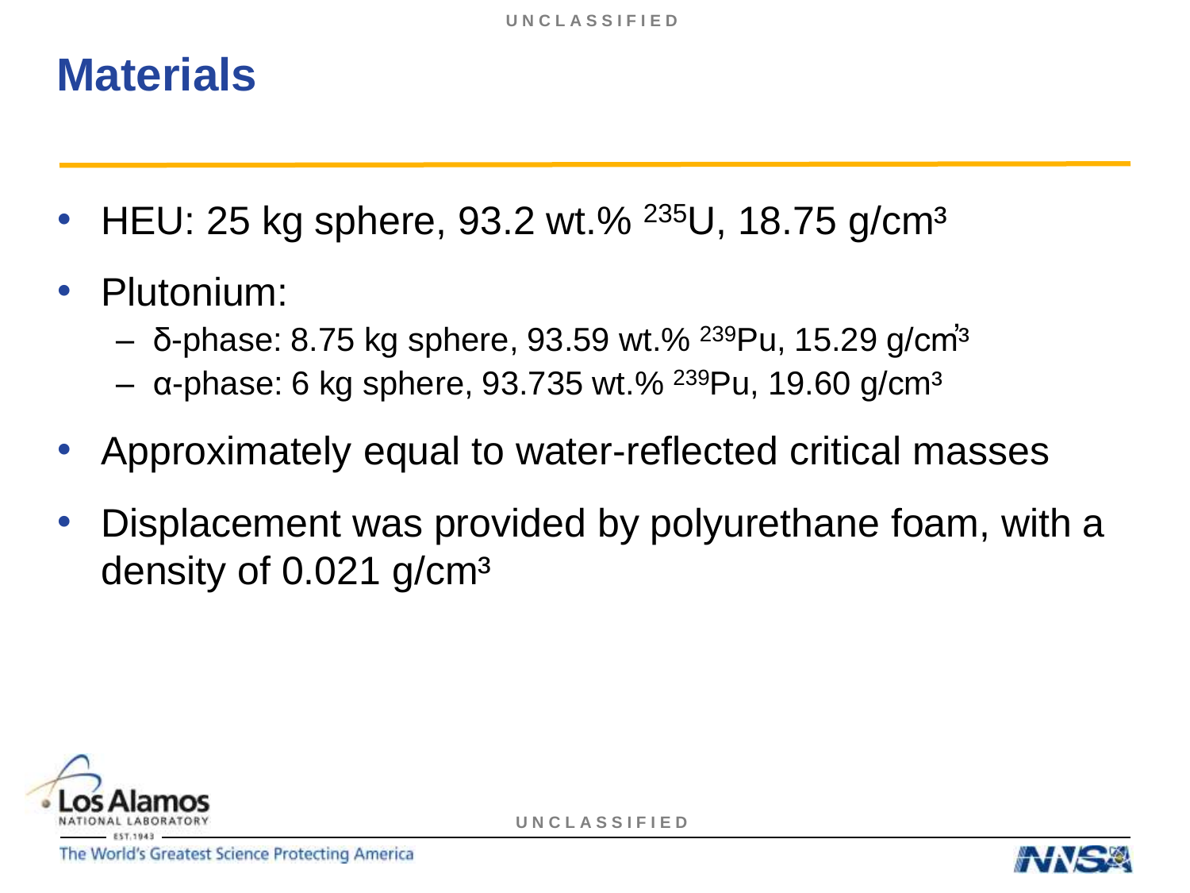# Materials

- HEU: 25 kg sphere, 93.2 wt.% $^{235}U$, 18.75 g/cm$^3$
- Plutonium:
  - δ-phase: 8.75 kg sphere, 93.59 wt.% $^{239}Pu$, 15.29 g/cm$^3$
  - α-phase: 6 kg sphere, 93.735 wt.% $^{239}Pu$, 19.60 g/cm$^3$
- Approximately equal to water-reflected critical masses
- Displacement was provided by polyurethane foam, with a density of 0.021 g/cm$^3$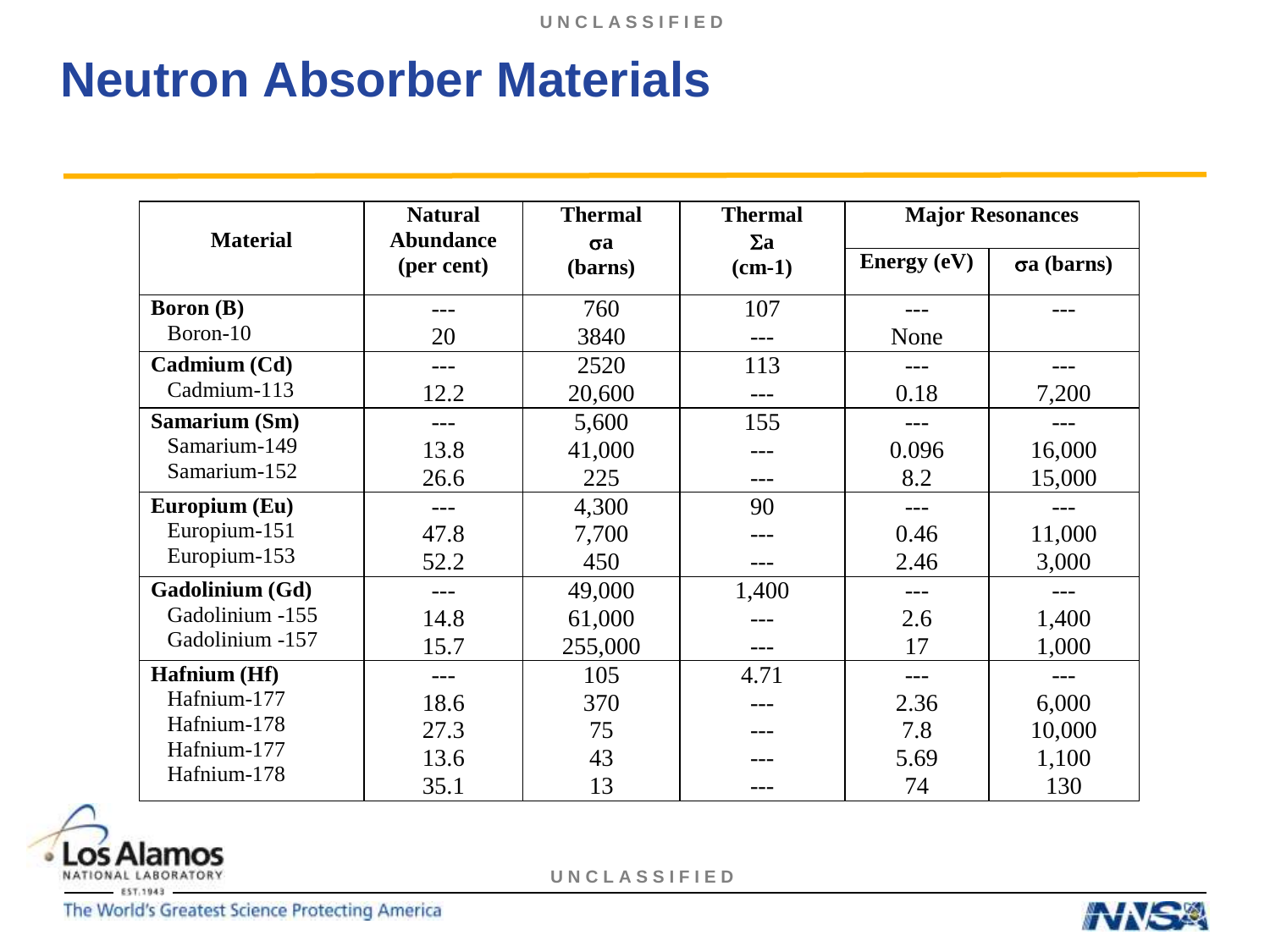# Neutron Absorber Materials

| Material | Natural Abundance (per cent) | Thermal σa (barns) | Thermal Σa (cm-1) | Major Resonances | |
|---|---|---|---|---|---|
| | | | | Energy (eV) | σa (barns) |
| **Boron (B)** | --- | 760 | 107 | --- | --- |
| Boron-10 | 20 | 3840 | --- | None | |
| **Cadmium (Cd)** | --- | 2520 | 113 | --- | --- |
| Cadmium-113 | 12.2 | 20,600 | --- | 0.18 | 7,200 |
| **Samarium (Sm)** | --- | 5,600 | 155 | --- | --- |
| Samarium-149 | 13.8 | 41,000 | --- | 0.096 | 16,000 |
| Samarium-152 | 26.6 | 225 | --- | 8.2 | 15,000 |
| **Europium (Eu)** | --- | 4,300 | 90 | --- | --- |
| Europium-151 | 47.8 | 7,700 | --- | 0.46 | 11,000 |
| Europium-153 | 52.2 | 450 | --- | 2.46 | 3,000 |
| **Gadolinium (Gd)** | --- | 49,000 | 1,400 | --- | --- |
| Gadolinium -155 | 14.8 | 61,000 | --- | 2.6 | 1,400 |
| Gadolinium -157 | 15.7 | 255,000 | --- | 17 | 1,000 |
| **Hafnium (Hf)** | --- | 105 | 4.71 | --- | --- |
| Hafnium-177 | 18.6 | 370 | --- | 2.36 | 6,000 |
| Hafnium-178 | 27.3 | 75 | --- | 7.8 | 10,000 |
| Hafnium-177 | 13.6 | 43 | --- | 5.69 | 1,100 |
| Hafnium-178 | 35.1 | 13 | --- | 74 | 130 |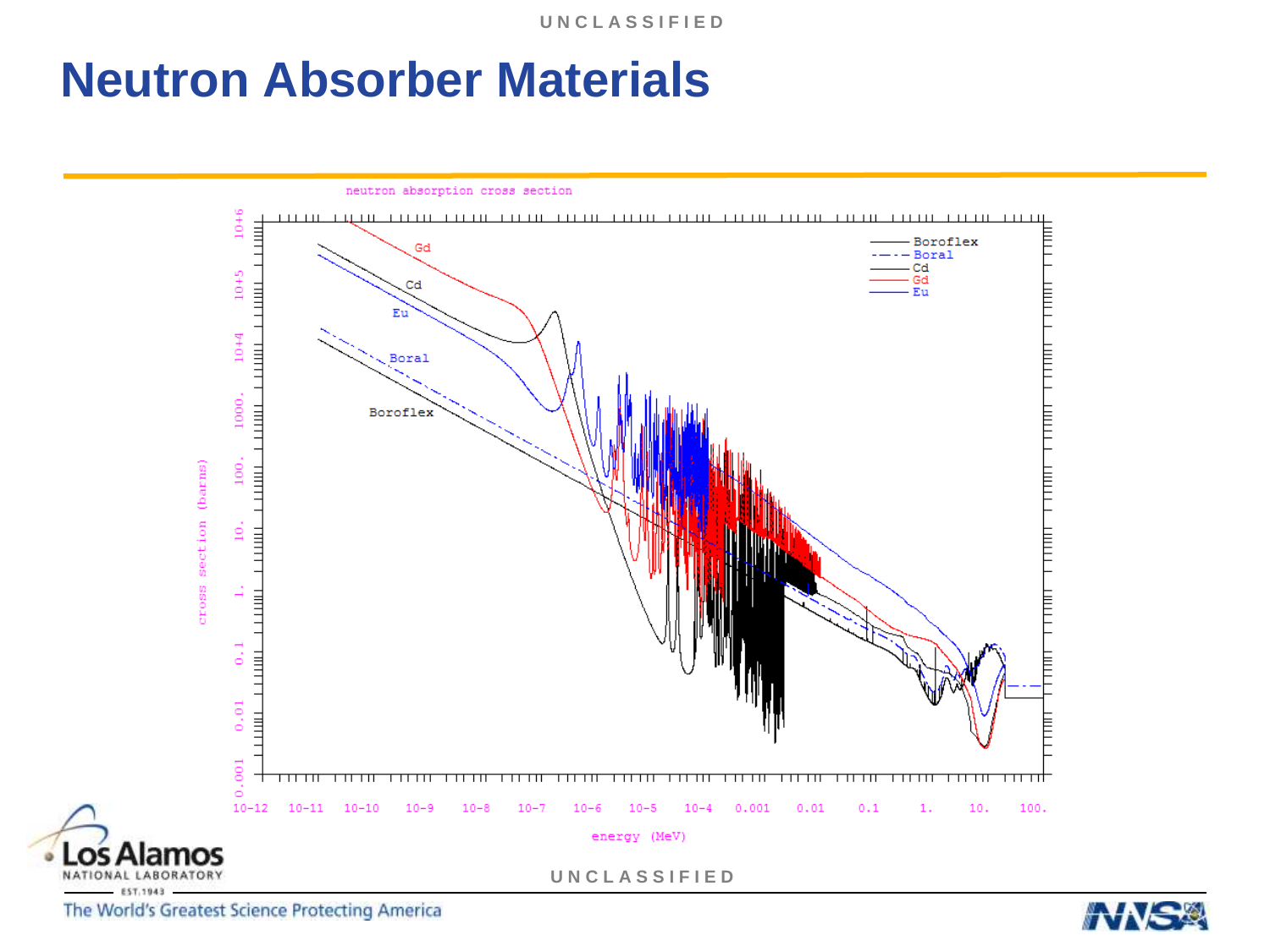# Neutron Absorber Materials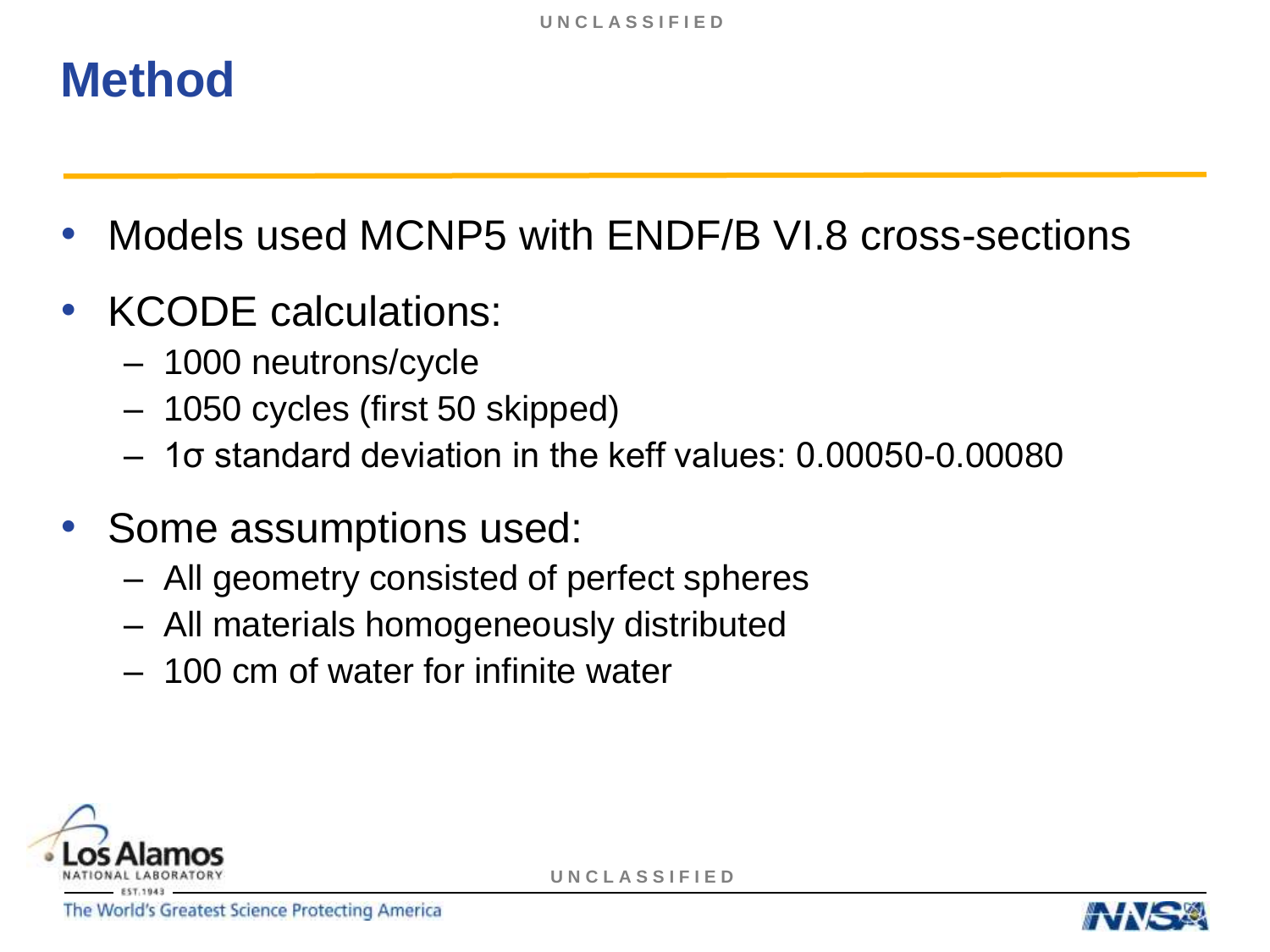# Method

- Models used MCNP5 with ENDF/B VI.8 cross-sections
- KCODE calculations:
  - 1000 neutrons/cycle
  - 1050 cycles (first 50 skipped)
  - 1σ standard deviation in the keff values: 0.00050-0.00080
- Some assumptions used:
  - All geometry consisted of perfect spheres
  - All materials homogeneously distributed
  - 100 cm of water for infinite water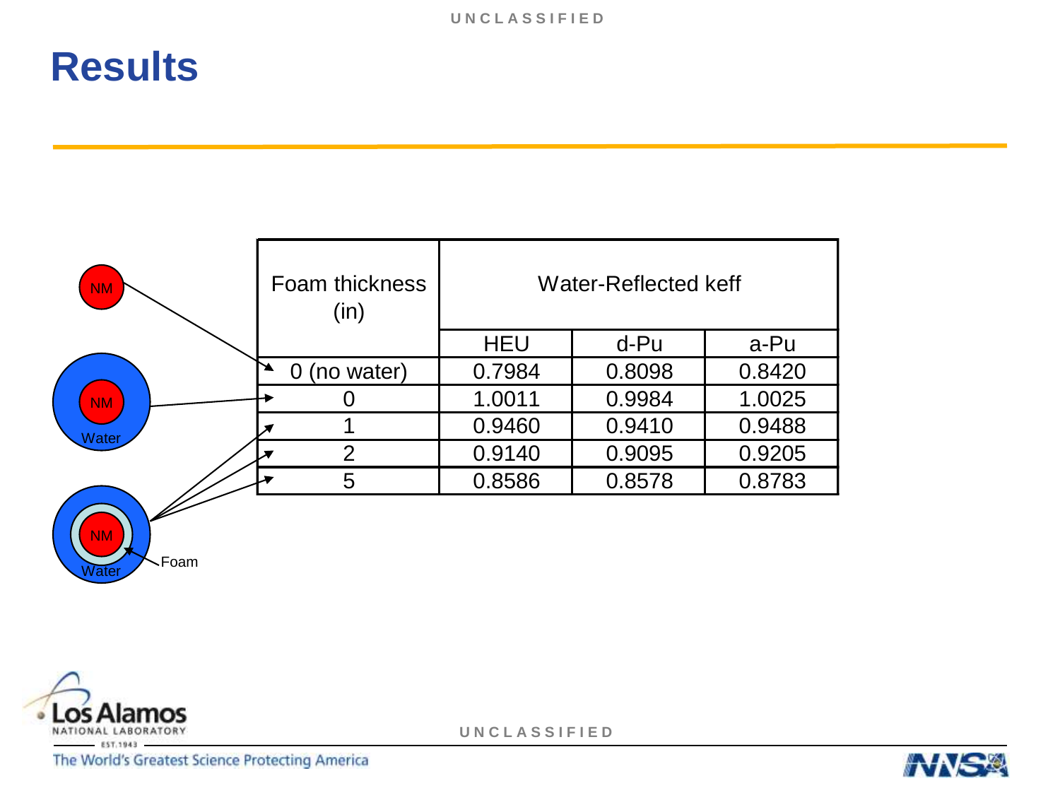# Results

| Foam thickness (in) | Water-Reflected keff | | |
|---|---|---|---|
| | HEU | d-Pu | a-Pu |
| 0 (no water) | 0.7984 | 0.8098 | 0.8420 |
| 0 | 1.0011 | 0.9984 | 1.0025 |
| 1 | 0.9460 | 0.9410 | 0.9488 |
| 2 | 0.9140 | 0.9095 | 0.9205 |
| 5 | 0.8586 | 0.8578 | 0.8783 |

NM

NM
Water

NM
Water
Foam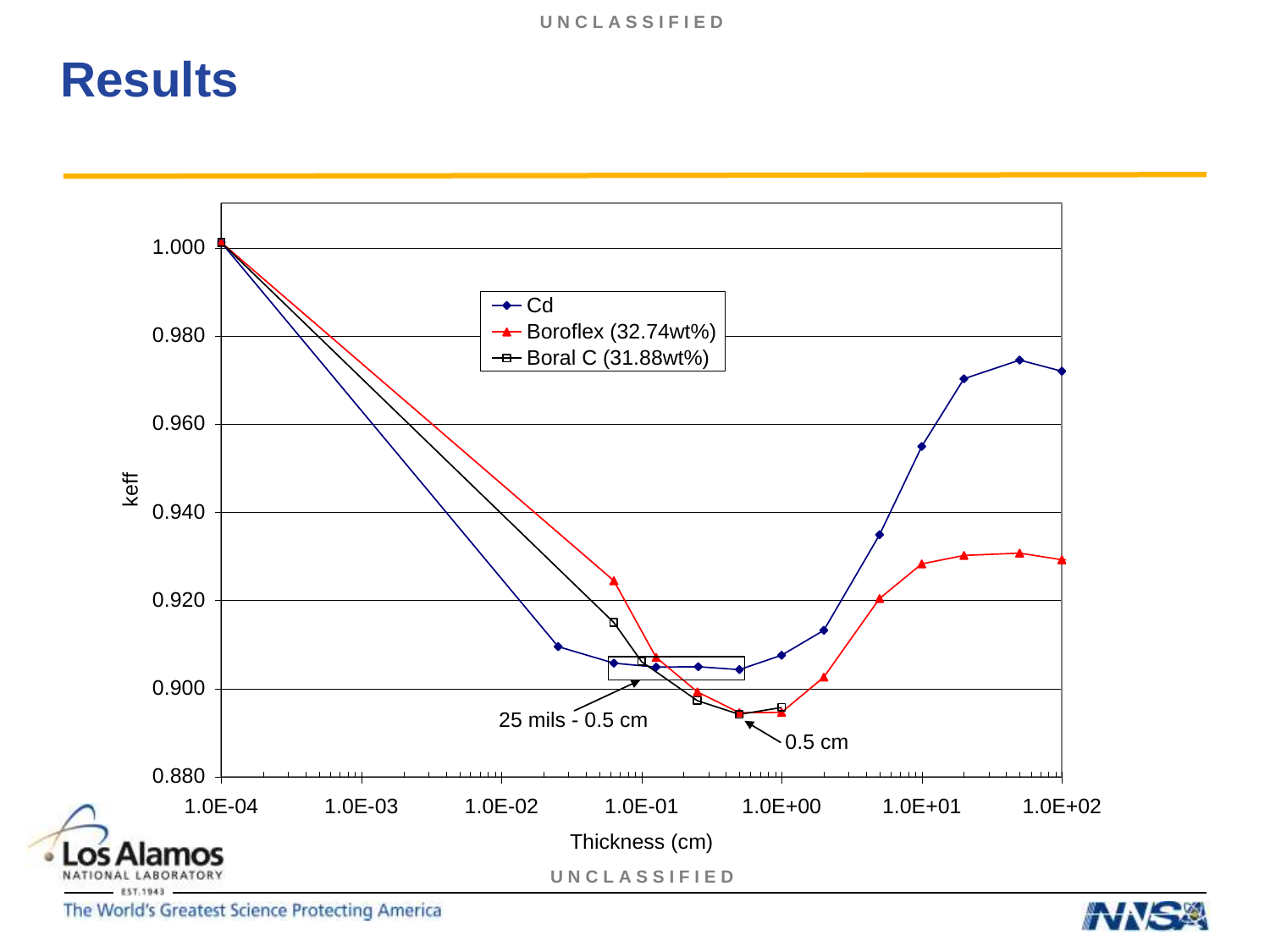# Results

keff

Cd

Boroflex (32.74wt%)

Boral C (31.88wt%)

25 mils - 0.5 cm

0.5 cm

Thickness (cm)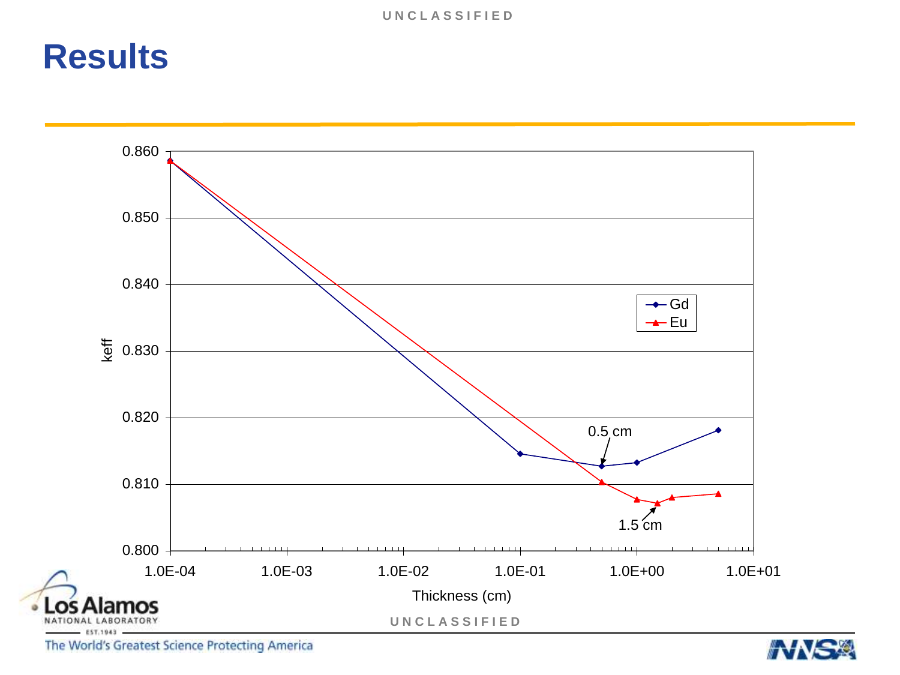# Results

keff

0.860
0.850
0.840
0.830
0.820
0.810
0.800

1.0E-04 1.0E-03 1.0E-02 1.0E-01 1.0E+00 1.0E+01

Thickness (cm)

Gd
Eu

0.5 cm

1.5 cm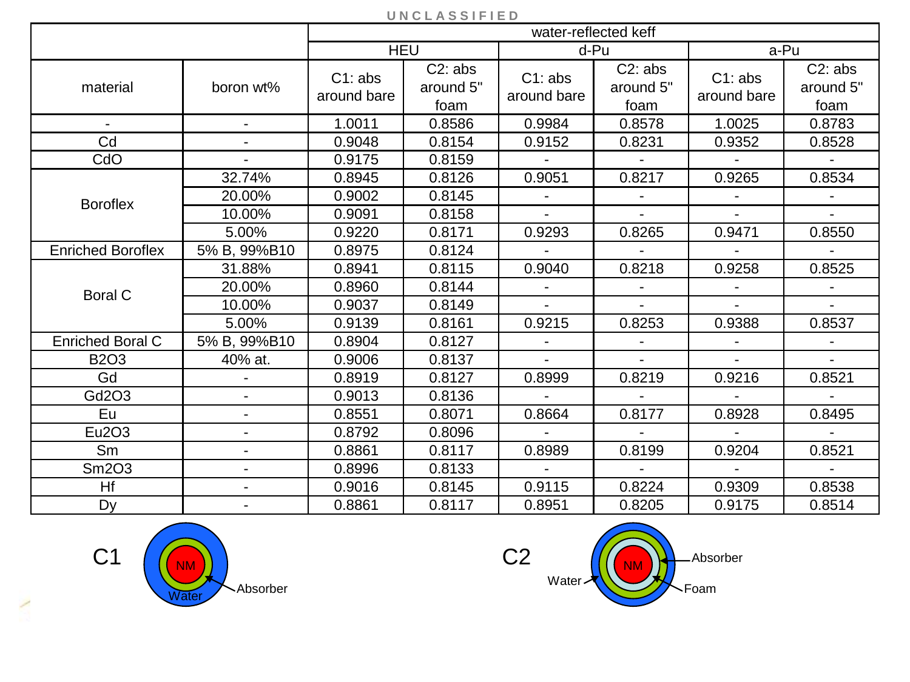UNCLASSIFIED

| | | water-reflected keff | | | | | |
|---|---|---|---|---|---|---|---|
| | | HEU | | d-Pu | | a-Pu | |
| material | boron wt% | C1: abs around bare | C2: abs around 5" foam | C1: abs around bare | C2: abs around 5" foam | C1: abs around bare | C2: abs around 5" foam |
| - | - | 1.0011 | 0.8586 | 0.9984 | 0.8578 | 1.0025 | 0.8783 |
| Cd | - | 0.9048 | 0.8154 | 0.9152 | 0.8231 | 0.9352 | 0.8528 |
| CdO | - | 0.9175 | 0.8159 | - | - | - | - |
| Boroflex | 32.74% | 0.8945 | 0.8126 | 0.9051 | 0.8217 | 0.9265 | 0.8534 |
| | 20.00% | 0.9002 | 0.8145 | - | - | - | - |
| | 10.00% | 0.9091 | 0.8158 | - | - | - | - |
| | 5.00% | 0.9220 | 0.8171 | 0.9293 | 0.8265 | 0.9471 | 0.8550 |
| Enriched Boroflex | 5% B, 99%B10 | 0.8975 | 0.8124 | - | - | - | - |
| Boral C | 31.88% | 0.8941 | 0.8115 | 0.9040 | 0.8218 | 0.9258 | 0.8525 |
| | 20.00% | 0.8960 | 0.8144 | - | - | - | - |
| | 10.00% | 0.9037 | 0.8149 | - | - | - | - |
| | 5.00% | 0.9139 | 0.8161 | 0.9215 | 0.8253 | 0.9388 | 0.8537 |
| Enriched Boral C | 5% B, 99%B10 | 0.8904 | 0.8127 | - | - | - | - |
| $B_2O_3$ | 40% at. | 0.9006 | 0.8137 | - | - | - | - |
| Gd | - | 0.8919 | 0.8127 | 0.8999 | 0.8219 | 0.9216 | 0.8521 |
| $Gd_2O_3$ | - | 0.9013 | 0.8136 | - | - | - | - |
| Eu | - | 0.8551 | 0.8071 | 0.8664 | 0.8177 | 0.8928 | 0.8495 |
| $Eu_2O_3$ | - | 0.8792 | 0.8096 | - | - | - | - |
| Sm | - | 0.8861 | 0.8117 | 0.8989 | 0.8199 | 0.9204 | 0.8521 |
| $Sm_2O_3$ | - | 0.8996 | 0.8133 | - | - | - | - |
| Hf | - | 0.9016 | 0.8145 | 0.9115 | 0.8224 | 0.9309 | 0.8538 |
| Dy | - | 0.8861 | 0.8117 | 0.8951 | 0.8205 | 0.9175 | 0.8514 |

C1: NM, Absorber, Water

C2: NM, Foam, Absorber, Water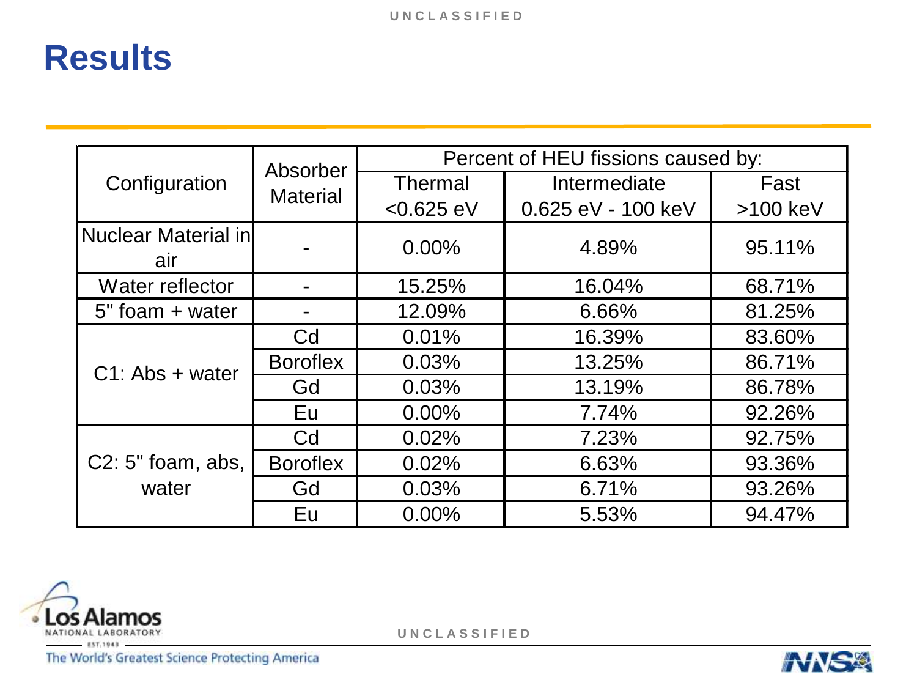# Results

| Configuration | Absorber Material | Percent of HEU fissions caused by: | | |
|---|---|---|---|---|
| | | Thermal <0.625 eV | Intermediate 0.625 eV - 100 keV | Fast >100 keV |
| Nuclear Material in air | - | 0.00% | 4.89% | 95.11% |
| Water reflector | - | 15.25% | 16.04% | 68.71% |
| 5" foam + water | - | 12.09% | 6.66% | 81.25% |
| C1: Abs + water | Cd | 0.01% | 16.39% | 83.60% |
| | Boroflex | 0.03% | 13.25% | 86.71% |
| | Gd | 0.03% | 13.19% | 86.78% |
| | Eu | 0.00% | 7.74% | 92.26% |
| C2: 5" foam, abs, water | Cd | 0.02% | 7.23% | 92.75% |
| | Boroflex | 0.02% | 6.63% | 93.36% |
| | Gd | 0.03% | 6.71% | 93.26% |
| | Eu | 0.00% | 5.53% | 94.47% |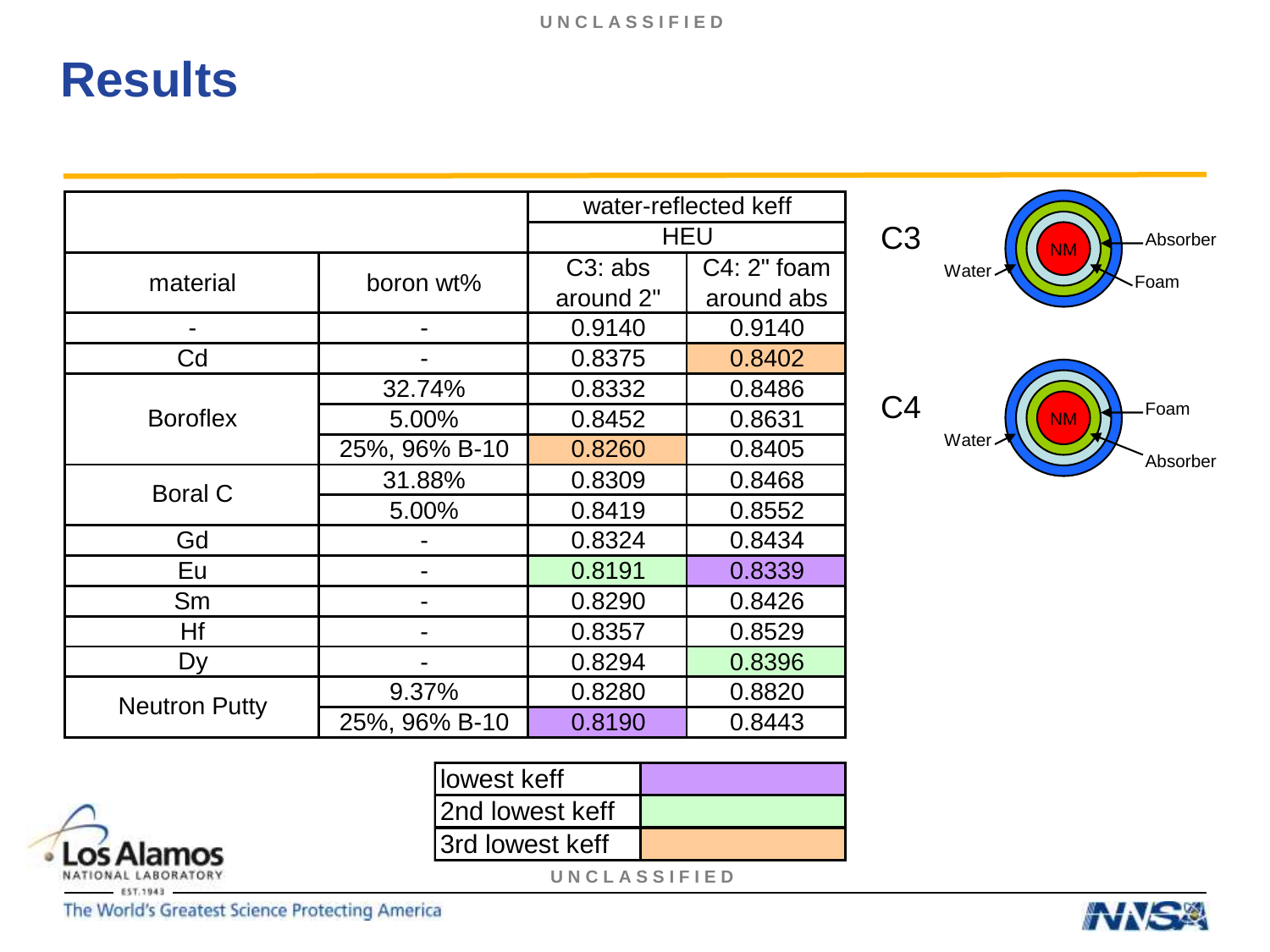# Results

| material | boron wt% | water-reflected keff | |
|---|---|---|---|
| | | HEU | |
| | | C3: abs around 2" | C4: 2" foam around abs |
| - | - | 0.9140 | 0.9140 |
| Cd | - | 0.8375 | 0.8402 |
| Boroflex | 32.74% | 0.8332 | 0.8486 |
| | 5.00% | 0.8452 | 0.8631 |
| | 25%, 96% B-10 | 0.8260 | 0.8405 |
| Boral C | 31.88% | 0.8309 | 0.8468 |
| | 5.00% | 0.8419 | 0.8552 |
| Gd | - | 0.8324 | 0.8434 |
| Eu | - | 0.8191 | 0.8339 |
| Sm | - | 0.8290 | 0.8426 |
| Hf | - | 0.8357 | 0.8529 |
| Dy | - | 0.8294 | 0.8396 |
| Neutron Putty | 9.37% | 0.8280 | 0.8820 |
| | 25%, 96% B-10 | 0.8190 | 0.8443 |

| Legend | Cells |
|---|---|
| lowest keff | C4 Eu (0.8339), C3 Neutron Putty 25%, 96% B-10 (0.8190) |
| 2nd lowest keff | C3 Eu (0.8191), C4 Dy (0.8396) |
| 3rd lowest keff | C4 Cd (0.8402), C3 Boroflex 25%, 96% B-10 (0.8260) |

C3: NM, Water, Absorber, Foam

C4: NM, Water, Foam, Absorber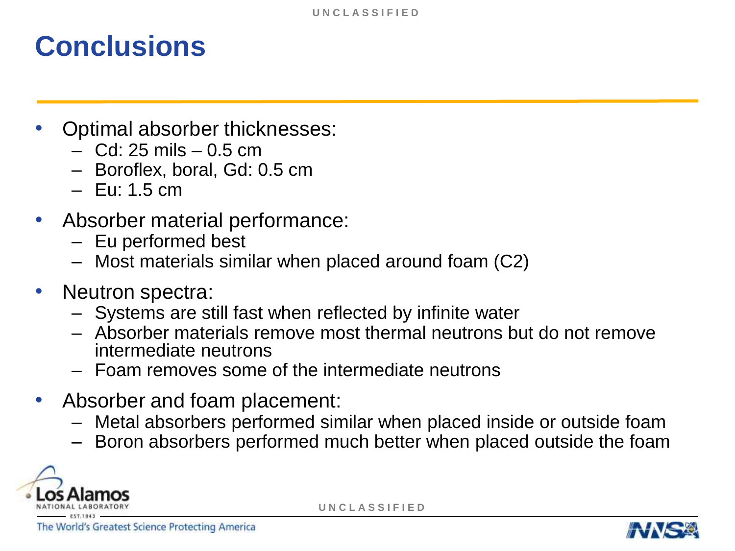# Conclusions

- Optimal absorber thicknesses:
  - Cd: 25 mils – 0.5 cm
  - Boroflex, boral, Gd: 0.5 cm
  - Eu: 1.5 cm
- Absorber material performance:
  - Eu performed best
  - Most materials similar when placed around foam (C2)
- Neutron spectra:
  - Systems are still fast when reflected by infinite water
  - Absorber materials remove most thermal neutrons but do not remove intermediate neutrons
  - Foam removes some of the intermediate neutrons
- Absorber and foam placement:
  - Metal absorbers performed similar when placed inside or outside foam
  - Boron absorbers performed much better when placed outside the foam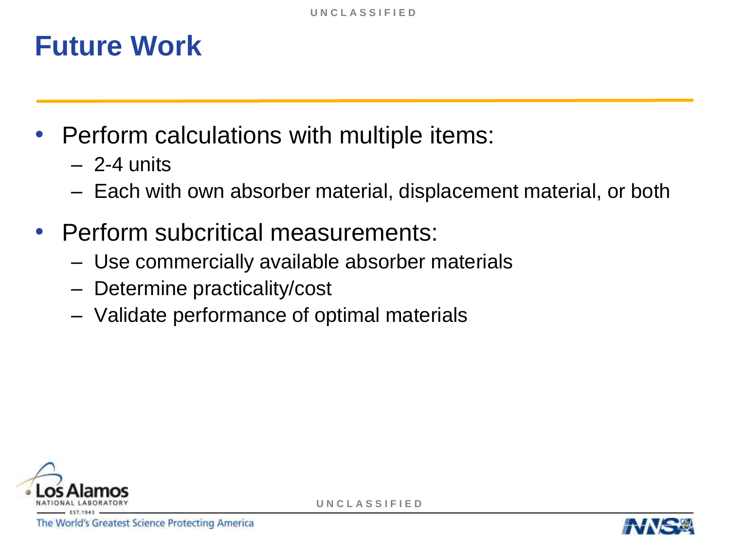# Future Work

- Perform calculations with multiple items:
  - 2-4 units
  - Each with own absorber material, displacement material, or both
- Perform subcritical measurements:
  - Use commercially available absorber materials
  - Determine practicality/cost
  - Validate performance of optimal materials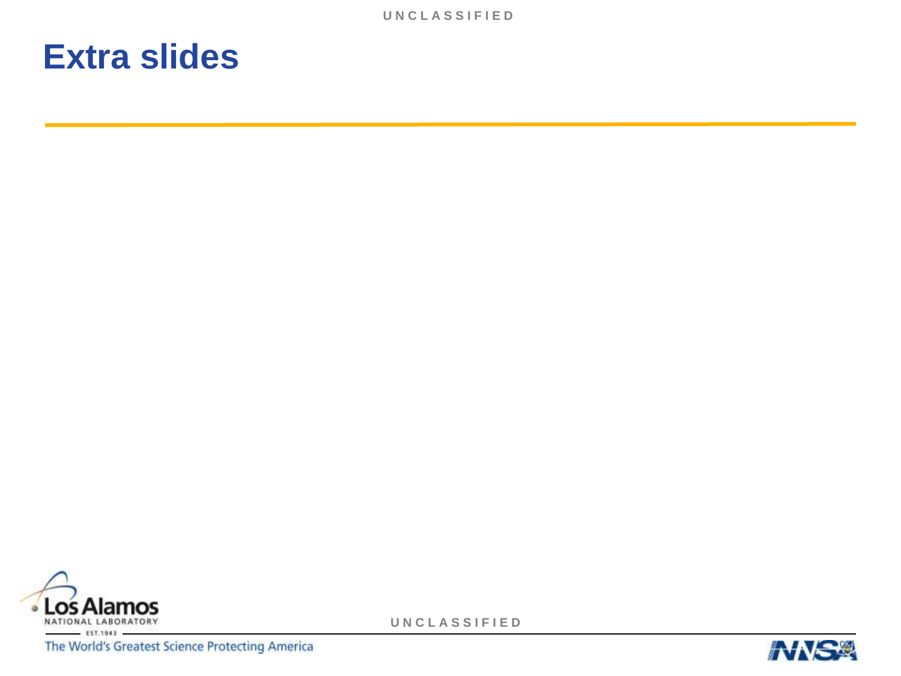# Extra slides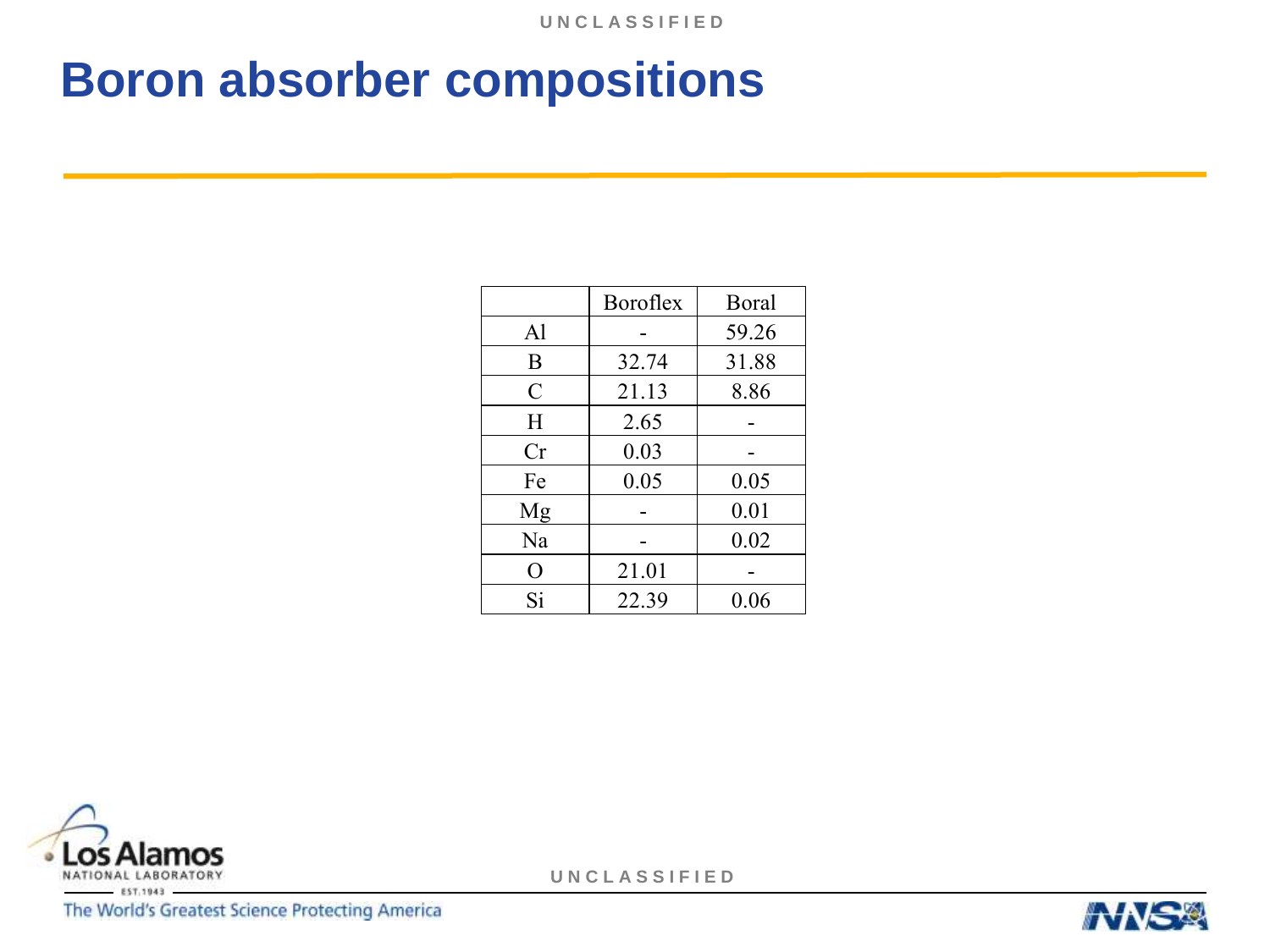# Boron absorber compositions

| | Boroflex | Boral |
|---|---|---|
| Al | - | 59.26 |
| B | 32.74 | 31.88 |
| C | 21.13 | 8.86 |
| H | 2.65 | - |
| Cr | 0.03 | - |
| Fe | 0.05 | 0.05 |
| Mg | - | 0.01 |
| Na | - | 0.02 |
| O | 21.01 | - |
| Si | 22.39 | 0.06 |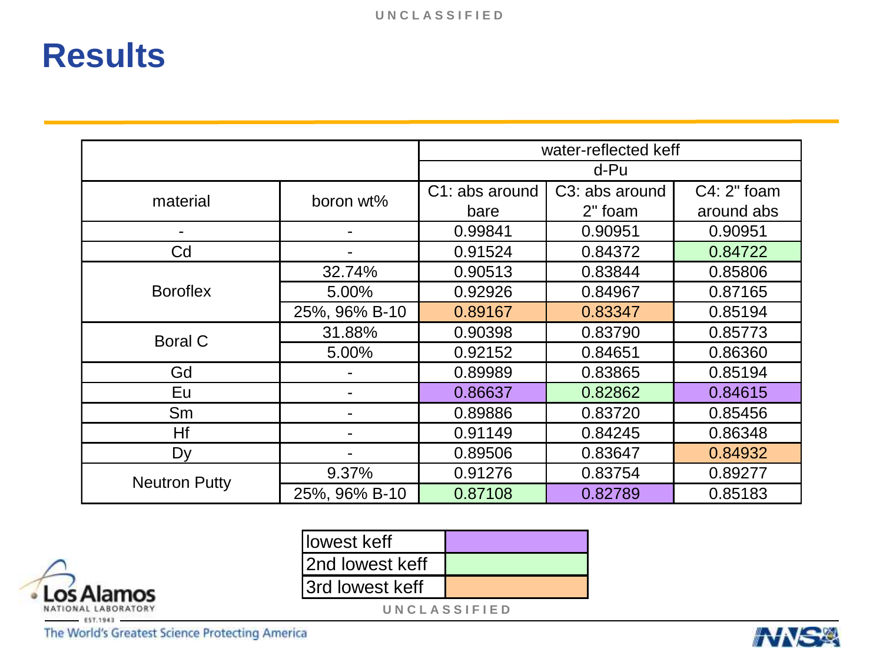# Results

| material | boron wt% | water-reflected keff | | |
|---|---|---|---|---|
| | | d-Pu | | |
| | | C1: abs around bare | C3: abs around 2" foam | C4: 2" foam around abs |
| - | - | 0.99841 | 0.90951 | 0.90951 |
| Cd | - | 0.91524 | 0.84372 | 0.84722 |
| Boroflex | 32.74% | 0.90513 | 0.83844 | 0.85806 |
| | 5.00% | 0.92926 | 0.84967 | 0.87165 |
| | 25%, 96% B-10 | 0.89167 | 0.83347 | 0.85194 |
| Boral C | 31.88% | 0.90398 | 0.83790 | 0.85773 |
| | 5.00% | 0.92152 | 0.84651 | 0.86360 |
| Gd | - | 0.89989 | 0.83865 | 0.85194 |
| Eu | - | 0.86637 | 0.82862 | 0.84615 |
| Sm | - | 0.89886 | 0.83720 | 0.85456 |
| Hf | - | 0.91149 | 0.84245 | 0.86348 |
| Dy | - | 0.89506 | 0.83647 | 0.84932 |
| Neutron Putty | 9.37% | 0.91276 | 0.83754 | 0.89277 |
| | 25%, 96% B-10 | 0.87108 | 0.82789 | 0.85183 |

| | |
|---|---|
| lowest keff | (purple) |
| 2nd lowest keff | (green) |
| 3rd lowest keff | (orange) |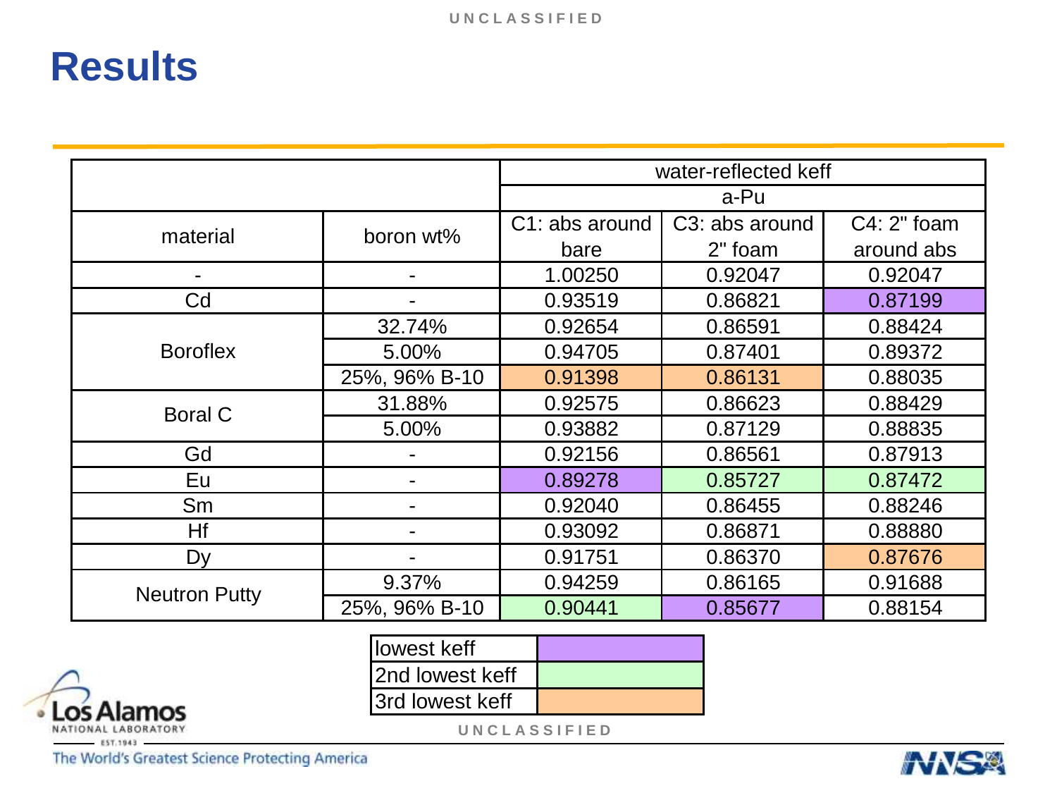# Results

| | | water-reflected keff | | |
|---|---|---|---|---|
| | | a-Pu | | |
| material | boron wt% | C1: abs around bare | C3: abs around 2" foam | C4: 2" foam around abs |
| - | - | 1.00250 | 0.92047 | 0.92047 |
| Cd | - | 0.93519 | 0.86821 | 0.87199 |
| Boroflex | 32.74% | 0.92654 | 0.86591 | 0.88424 |
| | 5.00% | 0.94705 | 0.87401 | 0.89372 |
| | 25%, 96% B-10 | 0.91398 | 0.86131 | 0.88035 |
| Boral C | 31.88% | 0.92575 | 0.86623 | 0.88429 |
| | 5.00% | 0.93882 | 0.87129 | 0.88835 |
| Gd | - | 0.92156 | 0.86561 | 0.87913 |
| Eu | - | 0.89278 | 0.85727 | 0.87472 |
| Sm | - | 0.92040 | 0.86455 | 0.88246 |
| Hf | - | 0.93092 | 0.86871 | 0.88880 |
| Dy | - | 0.91751 | 0.86370 | 0.87676 |
| Neutron Putty | 9.37% | 0.94259 | 0.86165 | 0.91688 |
| | 25%, 96% B-10 | 0.90441 | 0.85677 | 0.88154 |

| | |
|---|---|
| lowest keff | (purple) |
| 2nd lowest keff | (green) |
| 3rd lowest keff | (orange) |